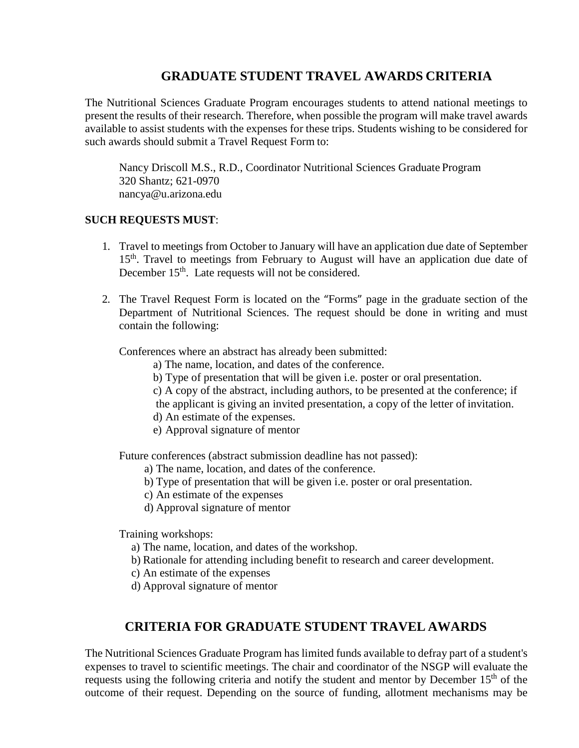# GRADUATE STUDENT TRAVEL AWARDS CRITERIA

The Nutritional Sciences Graduate Program encourages students to attend national meetings to present the results of their research. Therefore, when possible the program will make travel awards available to assist students with the expenses for these trips. Students wishing to be considered for such awards should submit a Travel Request Form to:

> Nancy Driscoll M.S., R.D., Coordinator Nutritional Sciences Graduate Program
> 320 Shantz; 621-0970
> nancya@u.arizona.edu

**SUCH REQUESTS MUST**:

1. Travel to meetings from October to January will have an application due date of September 15th. Travel to meetings from February to August will have an application due date of December 15th. Late requests will not be considered.

2. The Travel Request Form is located on the "Forms" page in the graduate section of the Department of Nutritional Sciences. The request should be done in writing and must contain the following:

   Conferences where an abstract has already been submitted:
   - a) The name, location, and dates of the conference.
   - b) Type of presentation that will be given i.e. poster or oral presentation.
   - c) A copy of the abstract, including authors, to be presented at the conference; if the applicant is giving an invited presentation, a copy of the letter of invitation.
   - d) An estimate of the expenses.
   - e) Approval signature of mentor

   Future conferences (abstract submission deadline has not passed):
   - a) The name, location, and dates of the conference.
   - b) Type of presentation that will be given i.e. poster or oral presentation.
   - c) An estimate of the expenses
   - d) Approval signature of mentor

   Training workshops:
   - a) The name, location, and dates of the workshop.
   - b) Rationale for attending including benefit to research and career development.
   - c) An estimate of the expenses
   - d) Approval signature of mentor

# CRITERIA FOR GRADUATE STUDENT TRAVEL AWARDS

The Nutritional Sciences Graduate Program has limited funds available to defray part of a student's expenses to travel to scientific meetings. The chair and coordinator of the NSGP will evaluate the requests using the following criteria and notify the student and mentor by December 15th of the outcome of their request. Depending on the source of funding, allotment mechanisms may be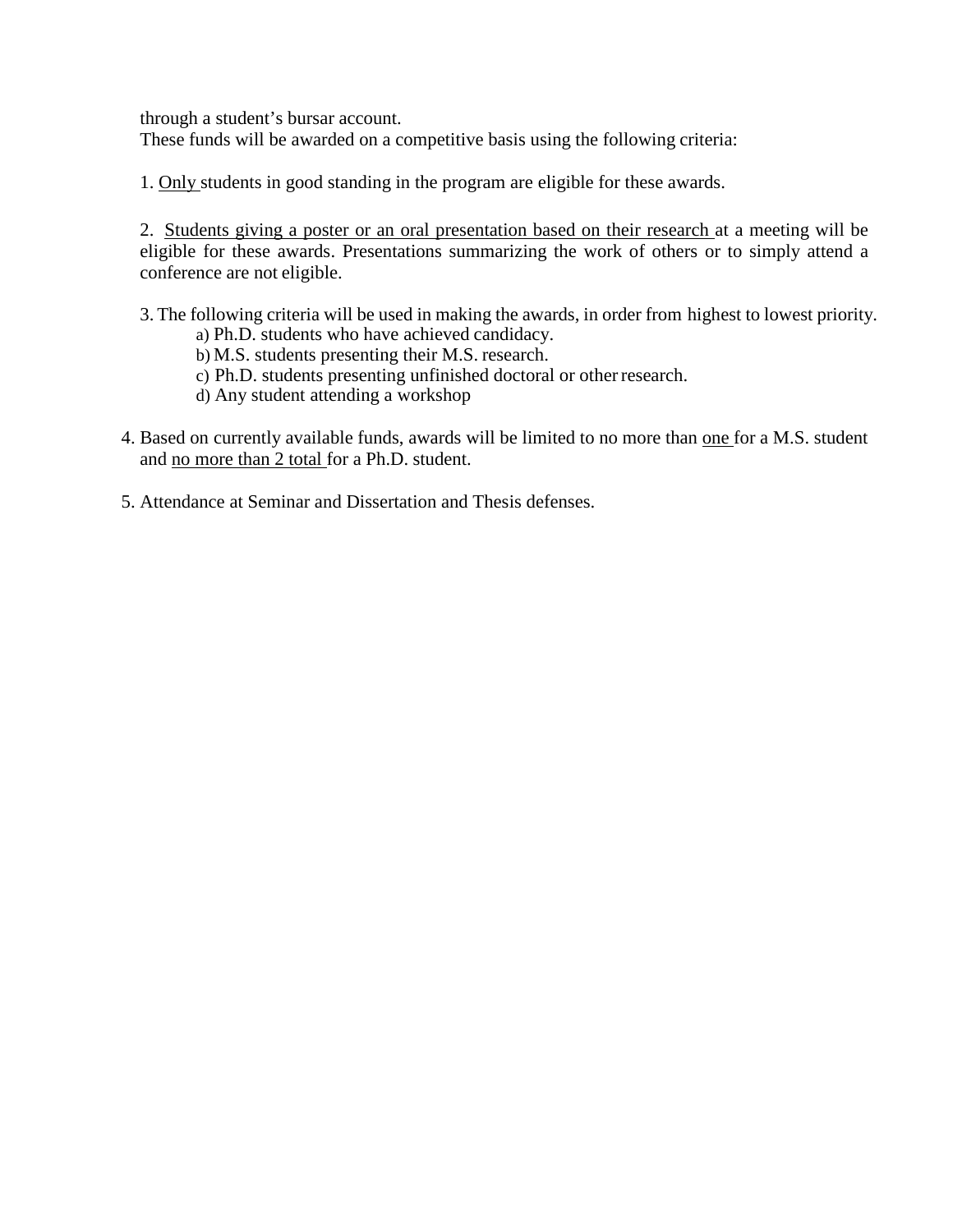through a student's bursar account.
These funds will be awarded on a competitive basis using the following criteria:

1. <u>Only</u> students in good standing in the program are eligible for these awards.

2. <u>Students giving a poster or an oral presentation based on their research</u> at a meeting will be eligible for these awards. Presentations summarizing the work of others or to simply attend a conference are not eligible.

3. The following criteria will be used in making the awards, in order from highest to lowest priority.
   a) Ph.D. students who have achieved candidacy.
   b) M.S. students presenting their M.S. research.
   c) Ph.D. students presenting unfinished doctoral or other research.
   d) Any student attending a workshop

4. Based on currently available funds, awards will be limited to no more than <u>one</u> for a M.S. student and <u>no more than 2 total</u> for a Ph.D. student.

5. Attendance at Seminar and Dissertation and Thesis defenses.